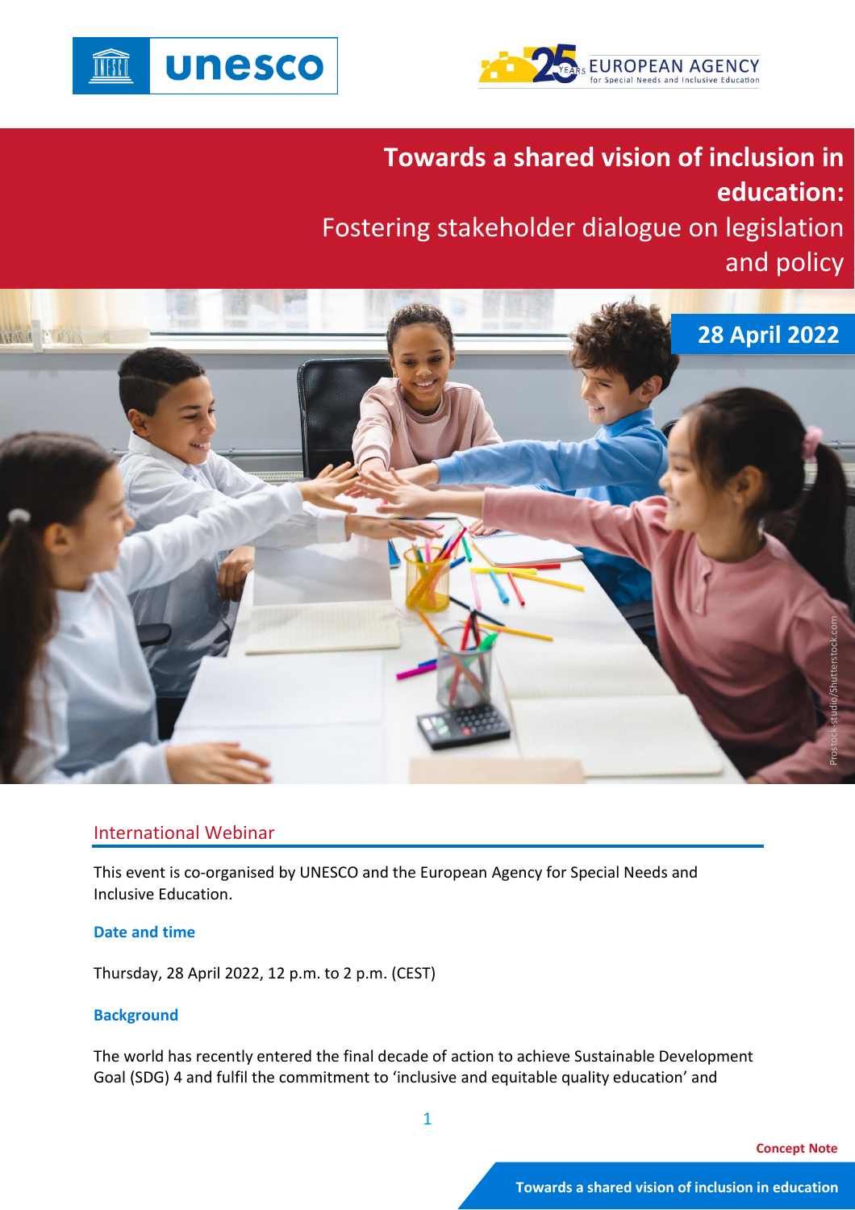# Towards a shared vision of inclusion in education:

Fostering stakeholder dialogue on legislation and policy

**28 April 2022**

## International Webinar

This event is co-organised by UNESCO and the European Agency for Special Needs and Inclusive Education.

### Date and time

Thursday, 28 April 2022, 12 p.m. to 2 p.m. (CEST)

### Background

The world has recently entered the final decade of action to achieve Sustainable Development Goal (SDG) 4 and fulfil the commitment to 'inclusive and equitable quality education' and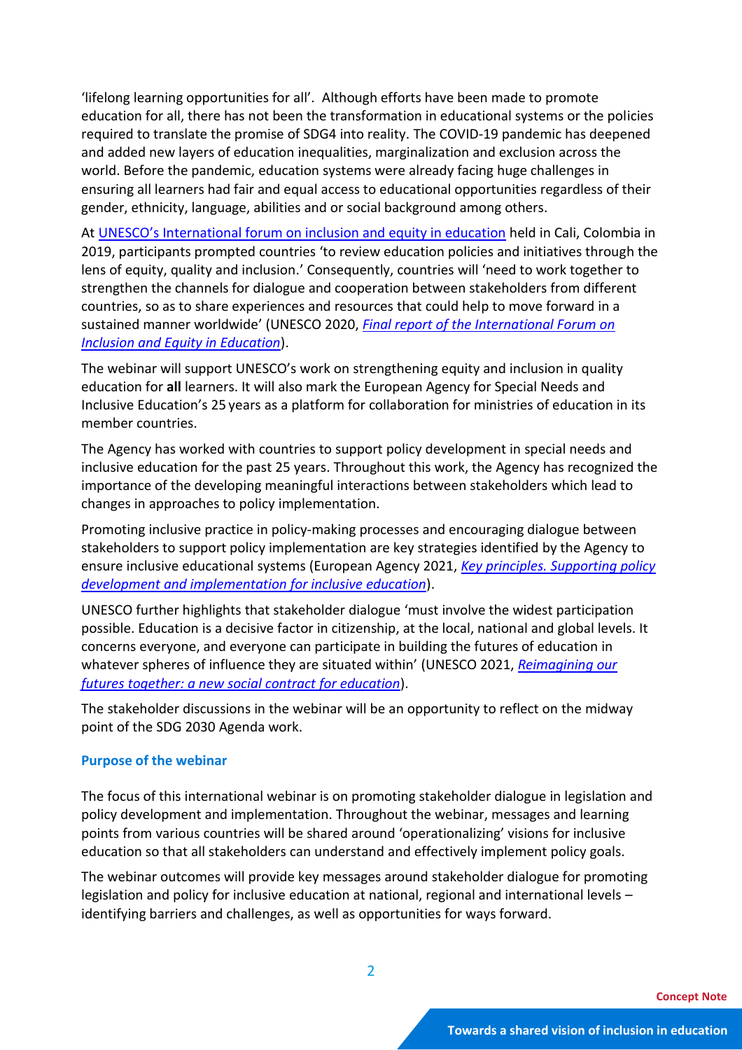'lifelong learning opportunities for all'. Although efforts have been made to promote education for all, there has not been the transformation in educational systems or the policies required to translate the promise of SDG4 into reality. The COVID-19 pandemic has deepened and added new layers of education inequalities, marginalization and exclusion across the world. Before the pandemic, education systems were already facing huge challenges in ensuring all learners had fair and equal access to educational opportunities regardless of their gender, ethnicity, language, abilities and or social background among others.

At UNESCO's International forum on inclusion and equity in education held in Cali, Colombia in 2019, participants prompted countries 'to review education policies and initiatives through the lens of equity, quality and inclusion.' Consequently, countries will 'need to work together to strengthen the channels for dialogue and cooperation between stakeholders from different countries, so as to share experiences and resources that could help to move forward in a sustained manner worldwide' (UNESCO 2020, *Final report of the International Forum on Inclusion and Equity in Education*).

The webinar will support UNESCO's work on strengthening equity and inclusion in quality education for **all** learners. It will also mark the European Agency for Special Needs and Inclusive Education's 25 years as a platform for collaboration for ministries of education in its member countries.

The Agency has worked with countries to support policy development in special needs and inclusive education for the past 25 years. Throughout this work, the Agency has recognized the importance of the developing meaningful interactions between stakeholders which lead to changes in approaches to policy implementation.

Promoting inclusive practice in policy-making processes and encouraging dialogue between stakeholders to support policy implementation are key strategies identified by the Agency to ensure inclusive educational systems (European Agency 2021, *Key principles. Supporting policy development and implementation for inclusive education*).

UNESCO further highlights that stakeholder dialogue 'must involve the widest participation possible. Education is a decisive factor in citizenship, at the local, national and global levels. It concerns everyone, and everyone can participate in building the futures of education in whatever spheres of influence they are situated within' (UNESCO 2021, *Reimagining our futures together: a new social contract for education*).

The stakeholder discussions in the webinar will be an opportunity to reflect on the midway point of the SDG 2030 Agenda work.

### Purpose of the webinar

The focus of this international webinar is on promoting stakeholder dialogue in legislation and policy development and implementation. Throughout the webinar, messages and learning points from various countries will be shared around 'operationalizing' visions for inclusive education so that all stakeholders can understand and effectively implement policy goals.

The webinar outcomes will provide key messages around stakeholder dialogue for promoting legislation and policy for inclusive education at national, regional and international levels – identifying barriers and challenges, as well as opportunities for ways forward.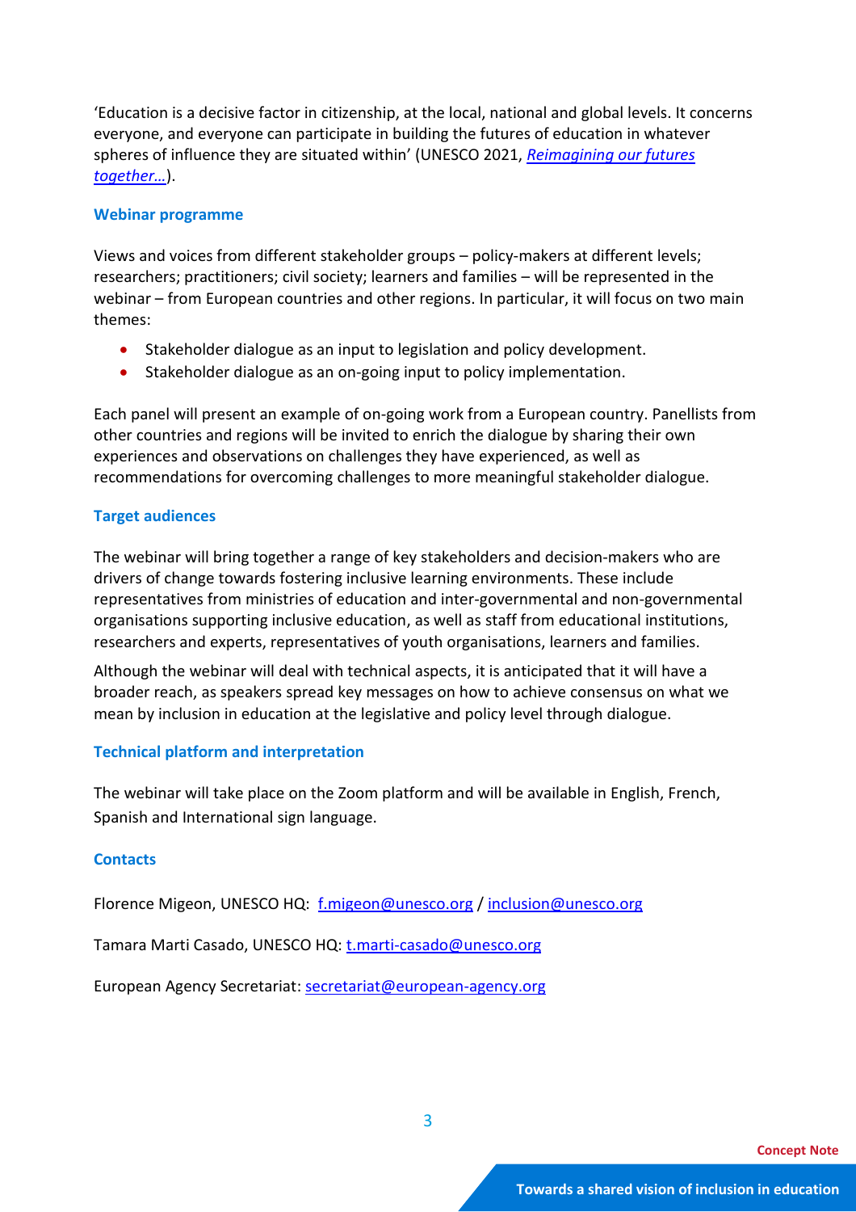'Education is a decisive factor in citizenship, at the local, national and global levels. It concerns everyone, and everyone can participate in building the futures of education in whatever spheres of influence they are situated within' (UNESCO 2021, *Reimagining our futures together…*).

### Webinar programme

Views and voices from different stakeholder groups – policy-makers at different levels; researchers; practitioners; civil society; learners and families – will be represented in the webinar – from European countries and other regions. In particular, it will focus on two main themes:

- Stakeholder dialogue as an input to legislation and policy development.
- Stakeholder dialogue as an on-going input to policy implementation.

Each panel will present an example of on-going work from a European country. Panellists from other countries and regions will be invited to enrich the dialogue by sharing their own experiences and observations on challenges they have experienced, as well as recommendations for overcoming challenges to more meaningful stakeholder dialogue.

### Target audiences

The webinar will bring together a range of key stakeholders and decision-makers who are drivers of change towards fostering inclusive learning environments. These include representatives from ministries of education and inter-governmental and non-governmental organisations supporting inclusive education, as well as staff from educational institutions, researchers and experts, representatives of youth organisations, learners and families.

Although the webinar will deal with technical aspects, it is anticipated that it will have a broader reach, as speakers spread key messages on how to achieve consensus on what we mean by inclusion in education at the legislative and policy level through dialogue.

### Technical platform and interpretation

The webinar will take place on the Zoom platform and will be available in English, French, Spanish and International sign language.

### Contacts

Florence Migeon, UNESCO HQ: f.migeon@unesco.org / inclusion@unesco.org

Tamara Marti Casado, UNESCO HQ: t.marti-casado@unesco.org

European Agency Secretariat: secretariat@european-agency.org